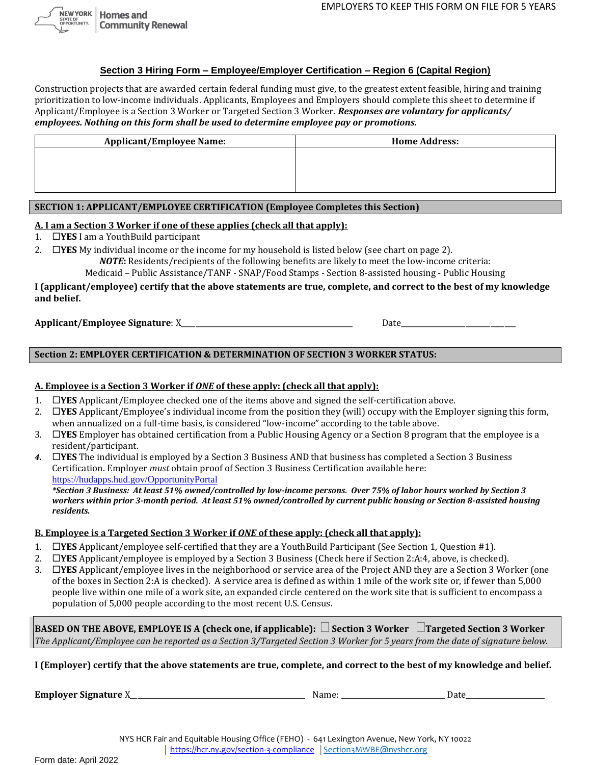NEW YORK STATE OF OPPORTUNITY. | Homes and Community Renewal

EMPLOYERS TO KEEP THIS FORM ON FILE FOR 5 YEARS

## Section 3 Hiring Form – Employee/Employer Certification – Region 6 (Capital Region)

Construction projects that are awarded certain federal funding must give, to the greatest extent feasible, hiring and training prioritization to low-income individuals. Applicants, Employees and Employers should complete this sheet to determine if Applicant/Employee is a Section 3 Worker or Targeted Section 3 Worker. ***Responses are voluntary for applicants/ employees. Nothing on this form shall be used to determine employee pay or promotions.***

| Applicant/Employee Name: | Home Address: |
|---|---|
| | |

### SECTION 1: APPLICANT/EMPLOYEE CERTIFICATION (Employee Completes this Section)

**A. I am a Section 3 Worker if one of these applies (check all that apply):**

1. ☐**YES** I am a YouthBuild participant
2. ☐**YES** My individual income or the income for my household is listed below (see chart on page 2).
   ***NOTE*:** Residents/recipients of the following benefits are likely to meet the low-income criteria:
   Medicaid – Public Assistance/TANF - SNAP/Food Stamps - Section 8-assisted housing - Public Housing

**I (applicant/employee) certify that the above statements are true, complete, and correct to the best of my knowledge and belief.**

**Applicant/Employee Signature**: X\_\_\_\_\_\_\_\_\_\_\_\_\_\_\_\_\_\_\_\_\_\_\_\_\_\_\_\_\_\_\_\_\_\_\_\_\_\_\_\_ Date\_\_\_\_\_\_\_\_\_\_\_\_\_\_\_\_\_\_\_\_\_\_\_\_\_\_\_\_

### Section 2: EMPLOYER CERTIFICATION & DETERMINATION OF SECTION 3 WORKER STATUS:

**A. Employee is a Section 3 Worker if *ONE* of these apply: (check all that apply):**

1. ☐**YES** Applicant/Employee checked one of the items above and signed the self-certification above.
2. ☐**YES** Applicant/Employee's individual income from the position they (will) occupy with the Employer signing this form, when annualized on a full-time basis, is considered "low-income" according to the table above.
3. ☐**YES** Employer has obtained certification from a Public Housing Agency or a Section 8 program that the employee is a resident/participant.
4. ☐**YES** The individual is employed by a Section 3 Business AND that business has completed a Section 3 Business Certification. Employer *must* obtain proof of Section 3 Business Certification available here: https://hudapps.hud.gov/OpportunityPortal
   ***Section 3 Business: At least 51% owned/controlled by low-income persons. Over 75% of labor hours worked by Section 3 workers within prior 3-month period. At least 51% owned/controlled by current public housing or Section 8-assisted housing residents.***

**B. Employee is a Targeted Section 3 Worker if *ONE* of these apply: (check all that apply):**

1. ☐**YES** Applicant/employee self-certified that they are a YouthBuild Participant (See Section 1, Question #1).
2. ☐**YES** Applicant/employee is employed by a Section 3 Business (Check here if Section 2:A:4, above, is checked).
3. ☐**YES** Applicant/employee lives in the neighborhood or service area of the Project AND they are a Section 3 Worker (one of the boxes in Section 2:A is checked). A service area is defined as within 1 mile of the work site or, if fewer than 5,000 people live within one mile of a work site, an expanded circle centered on the work site that is sufficient to encompass a population of 5,000 people according to the most recent U.S. Census.

**BASED ON THE ABOVE, EMPLOYE IS A (check one, if applicable):** ☐ **Section 3 Worker** ☐**Targeted Section 3 Worker**
*The Applicant/Employee can be reported as a Section 3/Targeted Section 3 Worker for 5 years from the date of signature below.*

**I (Employer) certify that the above statements are true, complete, and correct to the best of my knowledge and belief.**

**Employer Signature** X\_\_\_\_\_\_\_\_\_\_\_\_\_\_\_\_\_\_\_\_\_\_\_\_\_\_\_\_\_\_\_\_\_\_\_\_\_\_\_\_ Name: \_\_\_\_\_\_\_\_\_\_\_\_\_\_\_\_\_\_\_\_\_\_\_\_ Date\_\_\_\_\_\_\_\_\_\_\_\_\_\_\_\_\_\_

NYS HCR Fair and Equitable Housing Office (FEHO) - 641 Lexington Avenue, New York, NY 10022
| https://hcr.ny.gov/section-3-compliance | Section3MWBE@nyshcr.org

Form date: April 2022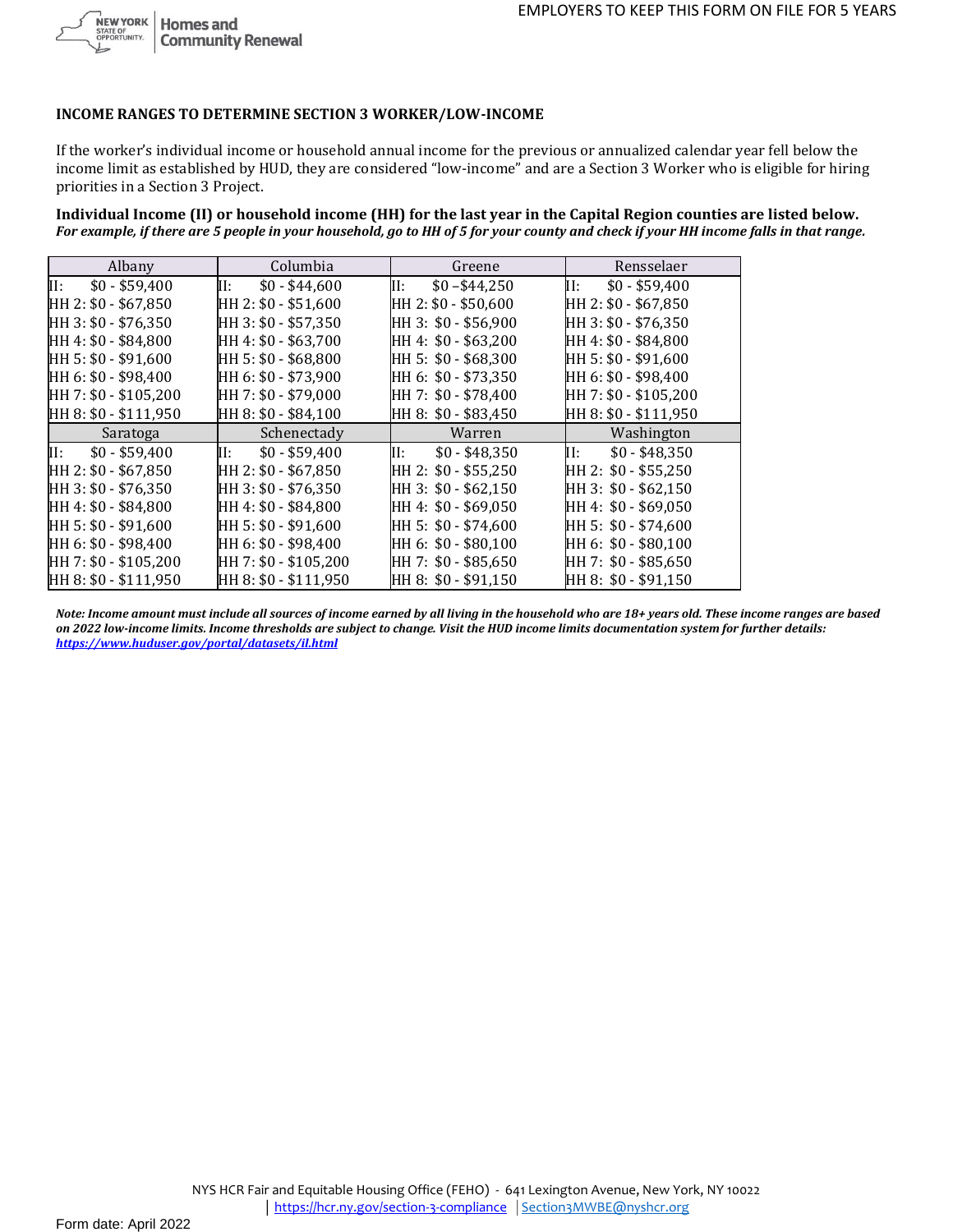EMPLOYERS TO KEEP THIS FORM ON FILE FOR 5 YEARS

**INCOME RANGES TO DETERMINE SECTION 3 WORKER/LOW-INCOME**

If the worker's individual income or household annual income for the previous or annualized calendar year fell below the income limit as established by HUD, they are considered "low-income" and are a Section 3 Worker who is eligible for hiring priorities in a Section 3 Project.

**Individual Income (II) or household income (HH) for the last year in the Capital Region counties are listed below.**
***For example, if there are 5 people in your household, go to HH of 5 for your county and check if your HH income falls in that range.***

| Albany | Columbia | Greene | Rensselaer |
|---|---|---|---|
| II: $0 - $59,400 | II: $0 - $44,600 | II: $0 –$44,250 | II: $0 - $59,400 |
| HH 2: $0 - $67,850 | HH 2: $0 - $51,600 | HH 2: $0 - $50,600 | HH 2: $0 - $67,850 |
| HH 3: $0 - $76,350 | HH 3: $0 - $57,350 | HH 3: $0 - $56,900 | HH 3: $0 - $76,350 |
| HH 4: $0 - $84,800 | HH 4: $0 - $63,700 | HH 4: $0 - $63,200 | HH 4: $0 - $84,800 |
| HH 5: $0 - $91,600 | HH 5: $0 - $68,800 | HH 5: $0 - $68,300 | HH 5: $0 - $91,600 |
| HH 6: $0 - $98,400 | HH 6: $0 - $73,900 | HH 6: $0 - $73,350 | HH 6: $0 - $98,400 |
| HH 7: $0 - $105,200 | HH 7: $0 - $79,000 | HH 7: $0 - $78,400 | HH 7: $0 - $105,200 |
| HH 8: $0 - $111,950 | HH 8: $0 - $84,100 | HH 8: $0 - $83,450 | HH 8: $0 - $111,950 |
| **Saratoga** | **Schenectady** | **Warren** | **Washington** |
| II: $0 - $59,400 | II: $0 - $59,400 | II: $0 - $48,350 | II: $0 - $48,350 |
| HH 2: $0 - $67,850 | HH 2: $0 - $67,850 | HH 2: $0 - $55,250 | HH 2: $0 - $55,250 |
| HH 3: $0 - $76,350 | HH 3: $0 - $76,350 | HH 3: $0 - $62,150 | HH 3: $0 - $62,150 |
| HH 4: $0 - $84,800 | HH 4: $0 - $84,800 | HH 4: $0 - $69,050 | HH 4: $0 - $69,050 |
| HH 5: $0 - $91,600 | HH 5: $0 - $91,600 | HH 5: $0 - $74,600 | HH 5: $0 - $74,600 |
| HH 6: $0 - $98,400 | HH 6: $0 - $98,400 | HH 6: $0 - $80,100 | HH 6: $0 - $80,100 |
| HH 7: $0 - $105,200 | HH 7: $0 - $105,200 | HH 7: $0 - $85,650 | HH 7: $0 - $85,650 |
| HH 8: $0 - $111,950 | HH 8: $0 - $111,950 | HH 8: $0 - $91,150 | HH 8: $0 - $91,150 |

***Note: Income amount must include all sources of income earned by all living in the household who are 18+ years old. These income ranges are based on 2022 low-income limits. Income thresholds are subject to change. Visit the HUD income limits documentation system for further details: https://www.huduser.gov/portal/datasets/il.html***

NYS HCR Fair and Equitable Housing Office (FEHO) - 641 Lexington Avenue, New York, NY 10022
| https://hcr.ny.gov/section-3-compliance | Section3MWBE@nyshcr.org

Form date: April 2022